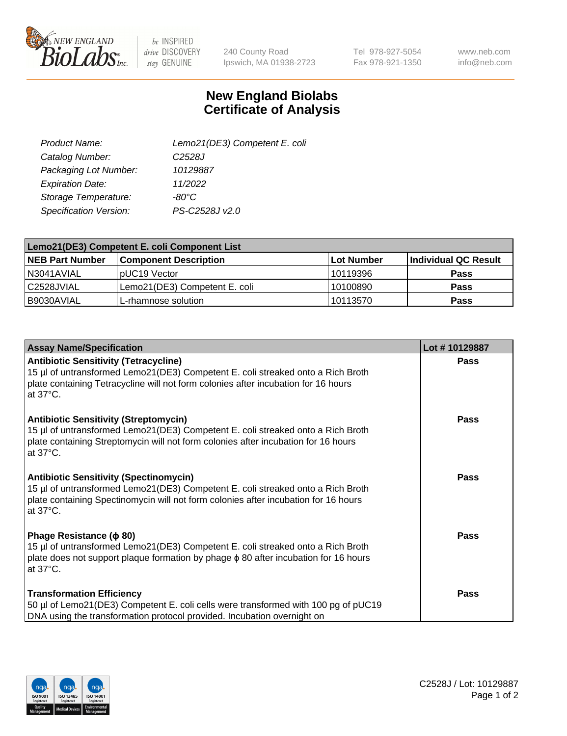NEW ENGLAND BioLabs Inc. — be INSPIRED drive DISCOVERY stay GENUINE

240 County Road
Ipswich, MA 01938-2723

Tel 978-927-5054
Fax 978-921-1350

www.neb.com
info@neb.com

# New England Biolabs
# Certificate of Analysis

| | |
|---|---|
| *Product Name:* | *Lemo21(DE3) Competent E. coli* |
| *Catalog Number:* | *C2528J* |
| *Packaging Lot Number:* | *10129887* |
| *Expiration Date:* | *11/2022* |
| *Storage Temperature:* | *-80°C* |
| *Specification Version:* | *PS-C2528J v2.0* |

| Lemo21(DE3) Competent E. coli Component List | | | |
|---|---|---|---|
| **NEB Part Number** | **Component Description** | **Lot Number** | **Individual QC Result** |
| N3041AVIAL | pUC19 Vector | 10119396 | **Pass** |
| C2528JVIAL | Lemo21(DE3) Competent E. coli | 10100890 | **Pass** |
| B9030AVIAL | L-rhamnose solution | 10113570 | **Pass** |

| Assay Name/Specification | Lot # 10129887 |
|---|---|
| **Antibiotic Sensitivity (Tetracycline)**<br>15 µl of untransformed Lemo21(DE3) Competent E. coli streaked onto a Rich Broth plate containing Tetracycline will not form colonies after incubation for 16 hours at 37°C. | **Pass** |
| **Antibiotic Sensitivity (Streptomycin)**<br>15 µl of untransformed Lemo21(DE3) Competent E. coli streaked onto a Rich Broth plate containing Streptomycin will not form colonies after incubation for 16 hours at 37°C. | **Pass** |
| **Antibiotic Sensitivity (Spectinomycin)**<br>15 µl of untransformed Lemo21(DE3) Competent E. coli streaked onto a Rich Broth plate containing Spectinomycin will not form colonies after incubation for 16 hours at 37°C. | **Pass** |
| **Phage Resistance (ϕ 80)**<br>15 µl of untransformed Lemo21(DE3) Competent E. coli streaked onto a Rich Broth plate does not support plaque formation by phage ϕ 80 after incubation for 16 hours at 37°C. | **Pass** |
| **Transformation Efficiency**<br>50 µl of Lemo21(DE3) Competent E. coli cells were transformed with 100 pg of pUC19 DNA using the transformation protocol provided. Incubation overnight on | **Pass** |

C2528J / Lot: 10129887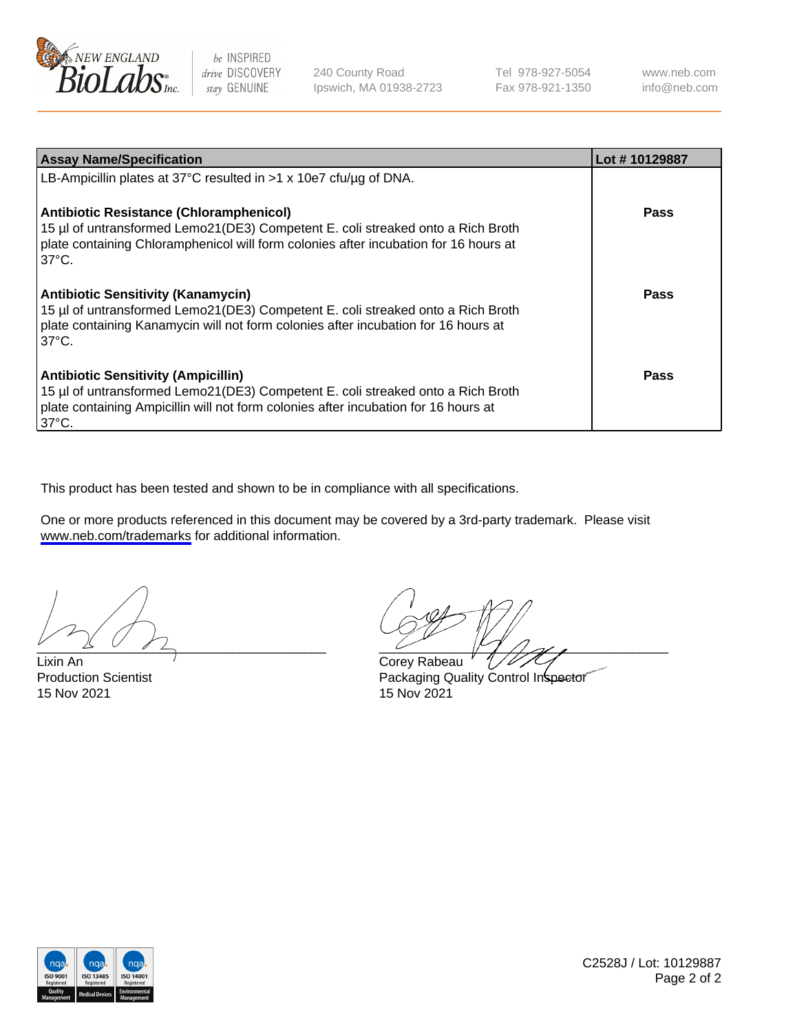| Assay Name/Specification | Lot # 10129887 |
|---|---|
| LB-Ampicillin plates at 37°C resulted in >1 x 10e7 cfu/µg of DNA. | |
| **Antibiotic Resistance (Chloramphenicol)**<br>15 µl of untransformed Lemo21(DE3) Competent E. coli streaked onto a Rich Broth plate containing Chloramphenicol will form colonies after incubation for 16 hours at 37°C. | **Pass** |
| **Antibiotic Sensitivity (Kanamycin)**<br>15 µl of untransformed Lemo21(DE3) Competent E. coli streaked onto a Rich Broth plate containing Kanamycin will not form colonies after incubation for 16 hours at 37°C. | **Pass** |
| **Antibiotic Sensitivity (Ampicillin)**<br>15 µl of untransformed Lemo21(DE3) Competent E. coli streaked onto a Rich Broth plate containing Ampicillin will not form colonies after incubation for 16 hours at 37°C. | **Pass** |

This product has been tested and shown to be in compliance with all specifications.

One or more products referenced in this document may be covered by a 3rd-party trademark. Please visit www.neb.com/trademarks for additional information.

Lixin An
Production Scientist
15 Nov 2021

Corey Rabeau
Packaging Quality Control Inspector
15 Nov 2021

C2528J / Lot: 10129887